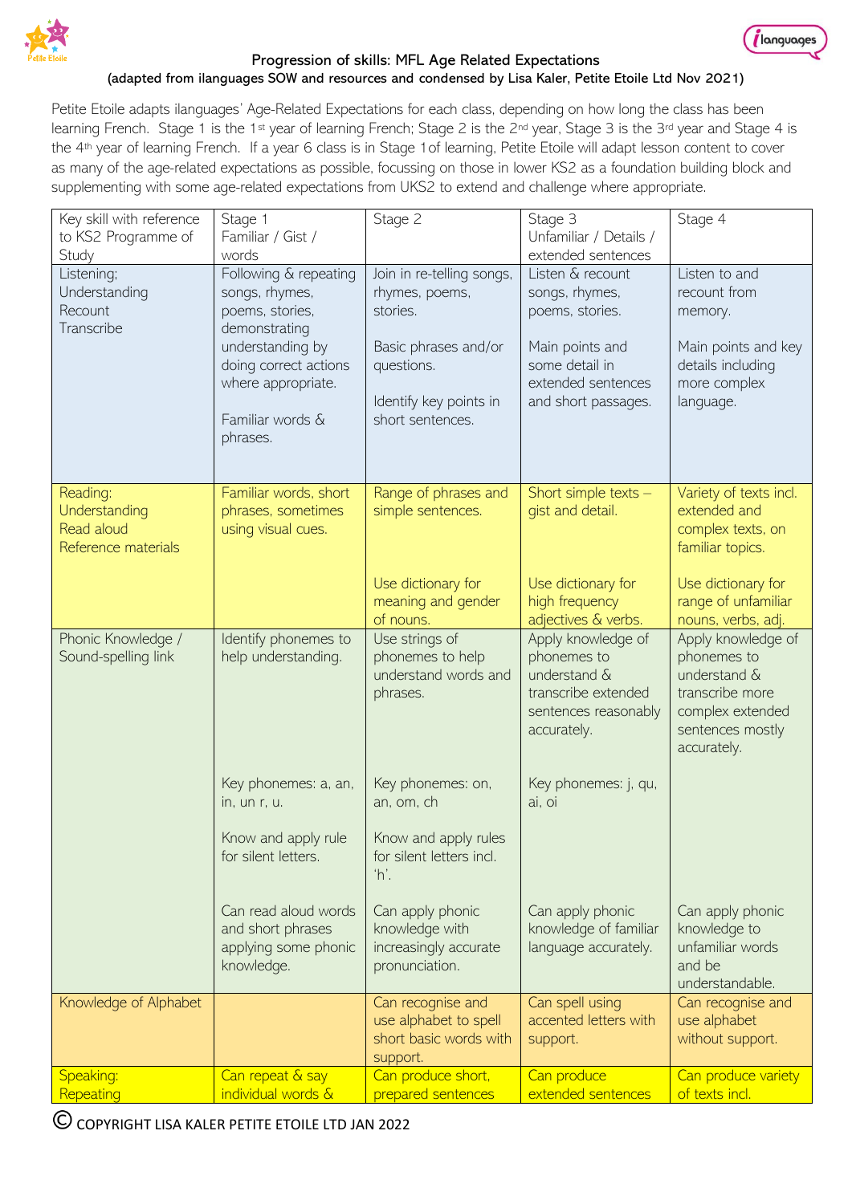# Progression of skills: MFL Age Related Expectations

(adapted from ilanguages SOW and resources and condensed by Lisa Kaler, Petite Etoile Ltd Nov 2021)

Petite Etoile adapts ilanguages' Age-Related Expectations for each class, depending on how long the class has been learning French. Stage 1 is the 1st year of learning French; Stage 2 is the 2nd year, Stage 3 is the 3rd year and Stage 4 is the 4th year of learning French. If a year 6 class is in Stage 1 of learning, Petite Etoile will adapt lesson content to cover as many of the age-related expectations as possible, focussing on those in lower KS2 as a foundation building block and supplementing with some age-related expectations from UKS2 to extend and challenge where appropriate.

| Key skill with reference to KS2 Programme of Study | Stage 1<br>Familiar / Gist / words | Stage 2 | Stage 3<br>Unfamiliar / Details / extended sentences | Stage 4 |
|---|---|---|---|---|
| Listening;<br>Understanding<br>Recount<br>Transcribe | Following & repeating songs, rhymes, poems, stories, demonstrating understanding by doing correct actions where appropriate.<br><br>Familiar words & phrases. | Join in re-telling songs, rhymes, poems, stories.<br><br>Basic phrases and/or questions.<br><br>Identify key points in short sentences. | Listen & recount songs, rhymes, poems, stories.<br><br>Main points and some detail in extended sentences and short passages. | Listen to and recount from memory.<br><br>Main points and key details including more complex language. |
| Reading:<br>Understanding<br>Read aloud<br>Reference materials | Familiar words, short phrases, sometimes using visual cues. | Range of phrases and simple sentences.<br><br>Use dictionary for meaning and gender of nouns. | Short simple texts – gist and detail.<br><br>Use dictionary for high frequency adjectives & verbs. | Variety of texts incl. extended and complex texts, on familiar topics.<br><br>Use dictionary for range of unfamiliar nouns, verbs, adj. |
| Phonic Knowledge / Sound-spelling link | Identify phonemes to help understanding.<br><br>Key phonemes: a, an, in, un r, u.<br><br>Know and apply rule for silent letters.<br><br>Can read aloud words and short phrases applying some phonic knowledge. | Use strings of phonemes to help understand words and phrases.<br><br>Key phonemes: on, an, om, ch<br><br>Know and apply rules for silent letters incl. 'h'.<br><br>Can apply phonic knowledge with increasingly accurate pronunciation. | Apply knowledge of phonemes to understand & transcribe extended sentences reasonably accurately.<br><br>Key phonemes: j, qu, ai, oi<br><br>Can apply phonic knowledge of familiar language accurately. | Apply knowledge of phonemes to understand & transcribe more complex extended sentences mostly accurately.<br><br>Can apply phonic knowledge to unfamiliar words and be understandable. |
| Knowledge of Alphabet | | Can recognise and use alphabet to spell short basic words with support. | Can spell using accented letters with support. | Can recognise and use alphabet without support. |
| Speaking:<br>Repeating | Can repeat & say individual words & | Can produce short, prepared sentences | Can produce extended sentences | Can produce variety of texts incl. |

© COPYRIGHT LISA KALER PETITE ETOILE LTD JAN 2022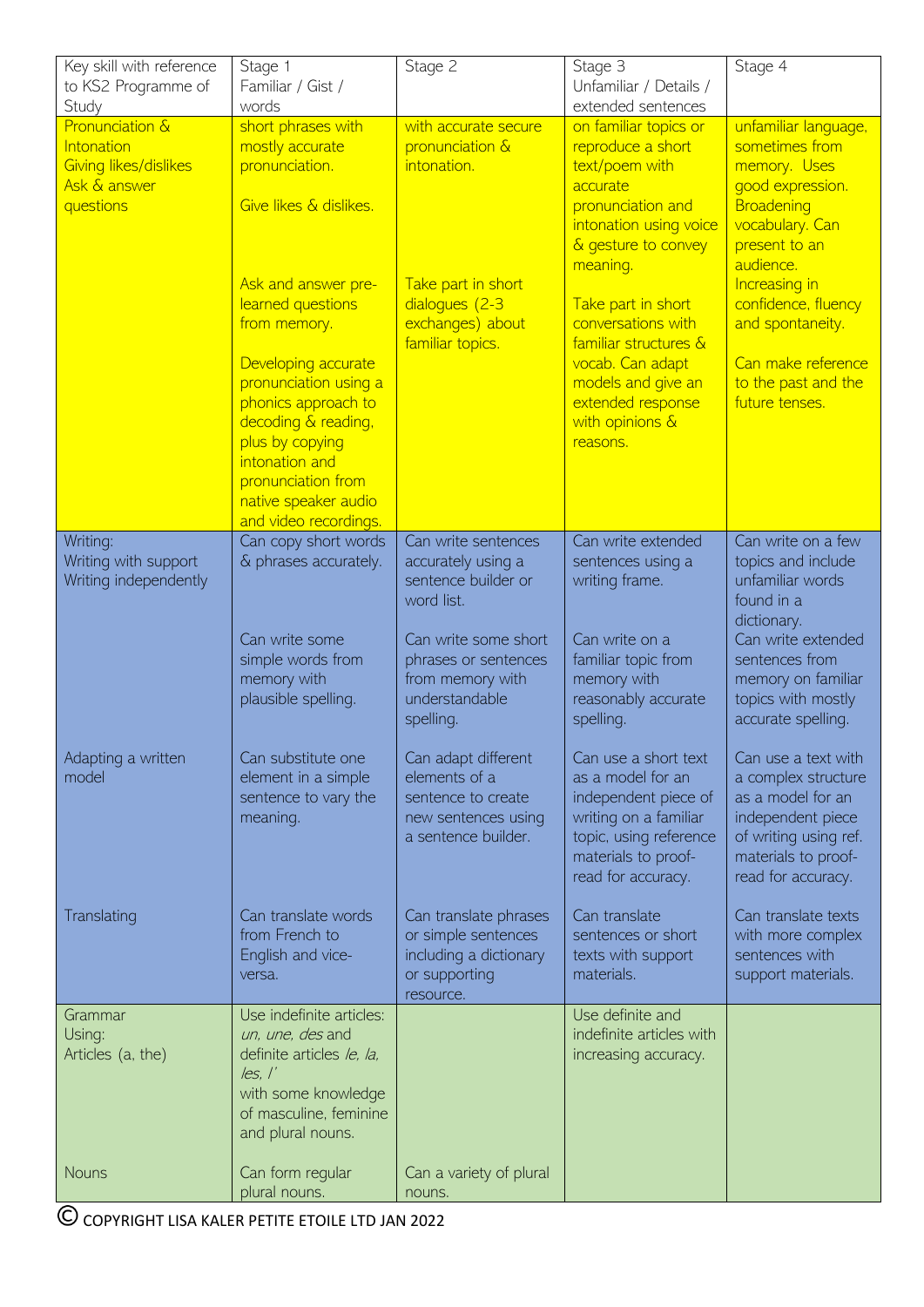| Key skill with reference to KS2 Programme of Study | Stage 1 Familiar / Gist / words | Stage 2 | Stage 3 Unfamiliar / Details / extended sentences | Stage 4 |
|---|---|---|---|---|
| Pronunciation & Intonation<br>Giving likes/dislikes<br>Ask & answer questions | short phrases with mostly accurate pronunciation.<br><br>Give likes & dislikes.<br><br>Ask and answer pre-learned questions from memory.<br><br>Developing accurate pronunciation using a phonics approach to decoding & reading, plus by copying intonation and pronunciation from native speaker audio and video recordings. | with accurate secure pronunciation & intonation.<br><br>Take part in short dialogues (2-3 exchanges) about familiar topics. | on familiar topics or reproduce a short text/poem with accurate pronunciation and intonation using voice & gesture to convey meaning.<br><br>Take part in short conversations with familiar structures & vocab. Can adapt models and give an extended response with opinions & reasons. | unfamiliar language, sometimes from memory. Uses good expression. Broadening vocabulary. Can present to an audience. Increasing in confidence, fluency and spontaneity.<br><br>Can make reference to the past and the future tenses. |
| Writing:<br>Writing with support<br>Writing independently | Can copy short words & phrases accurately.<br><br>Can write some simple words from memory with plausible spelling. | Can write sentences accurately using a sentence builder or word list.<br><br>Can write some short phrases or sentences from memory with understandable spelling. | Can write extended sentences using a writing frame.<br><br>Can write on a familiar topic from memory with reasonably accurate spelling. | Can write on a few topics and include unfamiliar words found in a dictionary.<br>Can write extended sentences from memory on familiar topics with mostly accurate spelling. |
| Adapting a written model | Can substitute one element in a simple sentence to vary the meaning. | Can adapt different elements of a sentence to create new sentences using a sentence builder. | Can use a short text as a model for an independent piece of writing on a familiar topic, using reference materials to proof-read for accuracy. | Can use a text with a complex structure as a model for an independent piece of writing using ref. materials to proof-read for accuracy. |
| Translating | Can translate words from French to English and vice-versa. | Can translate phrases or simple sentences including a dictionary or supporting resource. | Can translate sentences or short texts with support materials. | Can translate texts with more complex sentences with support materials. |
| Grammar<br>Using:<br>Articles (a, the) | Use indefinite articles: *un, une, des* and definite articles *le, la, les, l'* with some knowledge of masculine, feminine and plural nouns. | | Use definite and indefinite articles with increasing accuracy. | |
| Nouns | Can form regular plural nouns. | Can a variety of plural nouns. | | |

© COPYRIGHT LISA KALER PETITE ETOILE LTD JAN 2022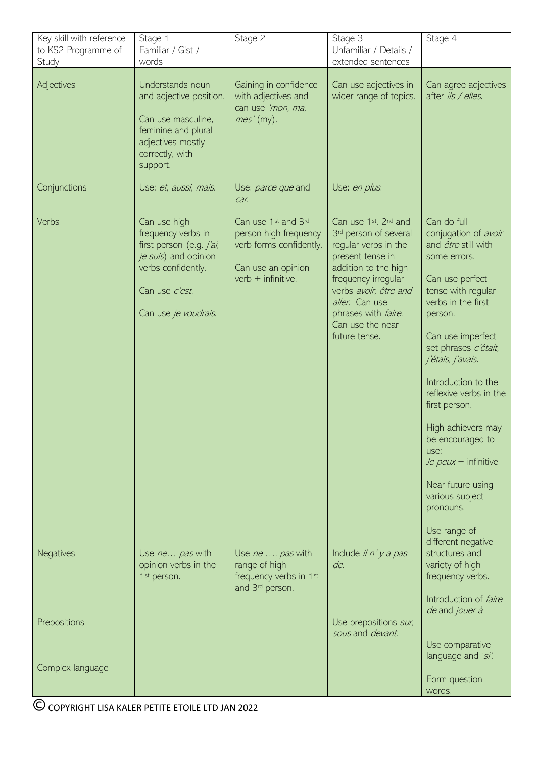| Key skill with reference to KS2 Programme of Study | Stage 1<br>Familiar / Gist / words | Stage 2 | Stage 3<br>Unfamiliar / Details / extended sentences | Stage 4 |
|---|---|---|---|---|
| Adjectives | Understands noun and adjective position.<br><br>Can use masculine, feminine and plural adjectives mostly correctly, with support. | Gaining in confidence with adjectives and can use *'mon, ma, mes'* (my). | Can use adjectives in wider range of topics. | Can agree adjectives after *ils / elles*. |
| Conjunctions | Use: *et, aussi, mais.* | Use: *parce que* and *car.* | Use: *en plus.* | |
| Verbs | Can use high frequency verbs in first person (e.g. *j'ai, je suis*) and opinion verbs confidently.<br><br>Can use *c'est.*<br><br>Can use *je voudrais.* | Can use 1st and 3rd person high frequency verb forms confidently.<br><br>Can use an opinion verb + infinitive. | Can use 1st, 2nd and 3rd person of several regular verbs in the present tense in addition to the high frequency irregular verbs *avoir, être and aller.* Can use phrases with *faire.* Can use the near future tense. | Can do full conjugation of *avoir* and *être* still with some errors.<br><br>Can use perfect tense with regular verbs in the first person.<br><br>Can use imperfect set phrases *c'était, j'étais, j'avais.*<br><br>Introduction to the reflexive verbs in the first person.<br><br>High achievers may be encouraged to use:<br>*Je peux* + infinitive<br><br>Near future using various subject pronouns. |
| Negatives | Use *ne… pas* with opinion verbs in the 1st person. | Use *ne …. pas* with range of high frequency verbs in 1st and 3rd person. | Include *il n'y a pas de.* | Use range of different negative structures and variety of high frequency verbs. |
| Prepositions | | | Use prepositions *sur, sous* and *devant.* | Introduction of *faire de* and *jouer à* |
| Complex language | | | | Use comparative language and '*si*'.<br><br>Form question words. |

© COPYRIGHT LISA KALER PETITE ETOILE LTD JAN 2022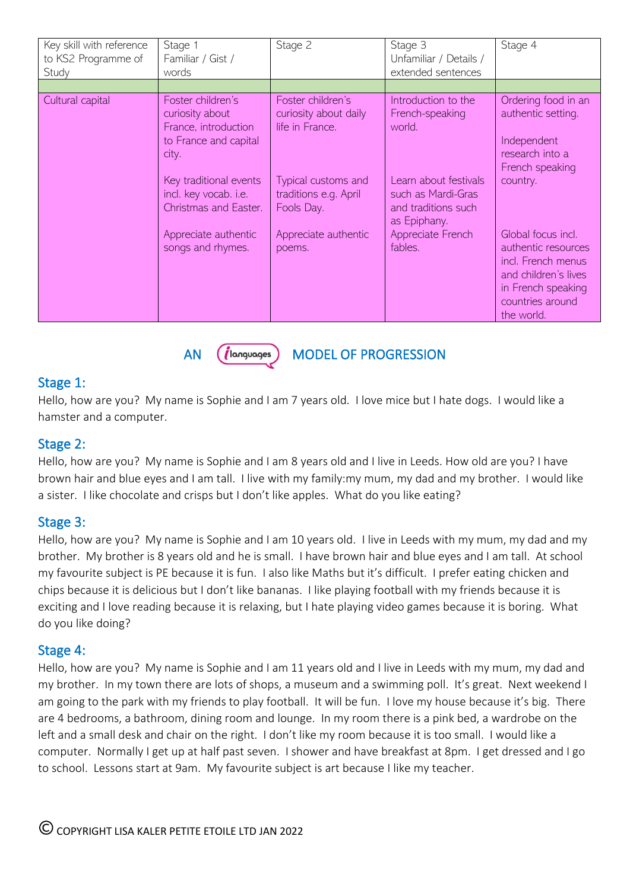| Key skill with reference to KS2 Programme of Study | Stage 1<br>Familiar / Gist / words | Stage 2 | Stage 3<br>Unfamiliar / Details / extended sentences | Stage 4 |
|---|---|---|---|---|
| | | | | |
| Cultural capital | Foster children's curiosity about France, introduction to France and capital city.<br><br>Key traditional events incl. key vocab. i.e. Christmas and Easter.<br><br>Appreciate authentic songs and rhymes. | Foster children's curiosity about daily life in France.<br><br>Typical customs and traditions e.g. April Fools Day.<br><br>Appreciate authentic poems. | Introduction to the French-speaking world.<br><br>Learn about festivals such as Mardi-Gras and traditions such as Epiphany.<br>Appreciate French fables. | Ordering food in an authentic setting.<br><br>Independent research into a French speaking country.<br><br>Global focus incl. authentic resources incl. French menus and children's lives in French speaking countries around the world. |

## AN ilanguages MODEL OF PROGRESSION

### Stage 1:

Hello, how are you? My name is Sophie and I am 7 years old. I love mice but I hate dogs. I would like a hamster and a computer.

### Stage 2:

Hello, how are you? My name is Sophie and I am 8 years old and I live in Leeds. How old are you? I have brown hair and blue eyes and I am tall. I live with my family:my mum, my dad and my brother. I would like a sister. I like chocolate and crisps but I don't like apples. What do you like eating?

### Stage 3:

Hello, how are you? My name is Sophie and I am 10 years old. I live in Leeds with my mum, my dad and my brother. My brother is 8 years old and he is small. I have brown hair and blue eyes and I am tall. At school my favourite subject is PE because it is fun. I also like Maths but it's difficult. I prefer eating chicken and chips because it is delicious but I don't like bananas. I like playing football with my friends because it is exciting and I love reading because it is relaxing, but I hate playing video games because it is boring. What do you like doing?

### Stage 4:

Hello, how are you? My name is Sophie and I am 11 years old and I live in Leeds with my mum, my dad and my brother. In my town there are lots of shops, a museum and a swimming poll. It's great. Next weekend I am going to the park with my friends to play football. It will be fun. I love my house because it's big. There are 4 bedrooms, a bathroom, dining room and lounge. In my room there is a pink bed, a wardrobe on the left and a small desk and chair on the right. I don't like my room because it is too small. I would like a computer. Normally I get up at half past seven. I shower and have breakfast at 8pm. I get dressed and I go to school. Lessons start at 9am. My favourite subject is art because I like my teacher.

© COPYRIGHT LISA KALER PETITE ETOILE LTD JAN 2022